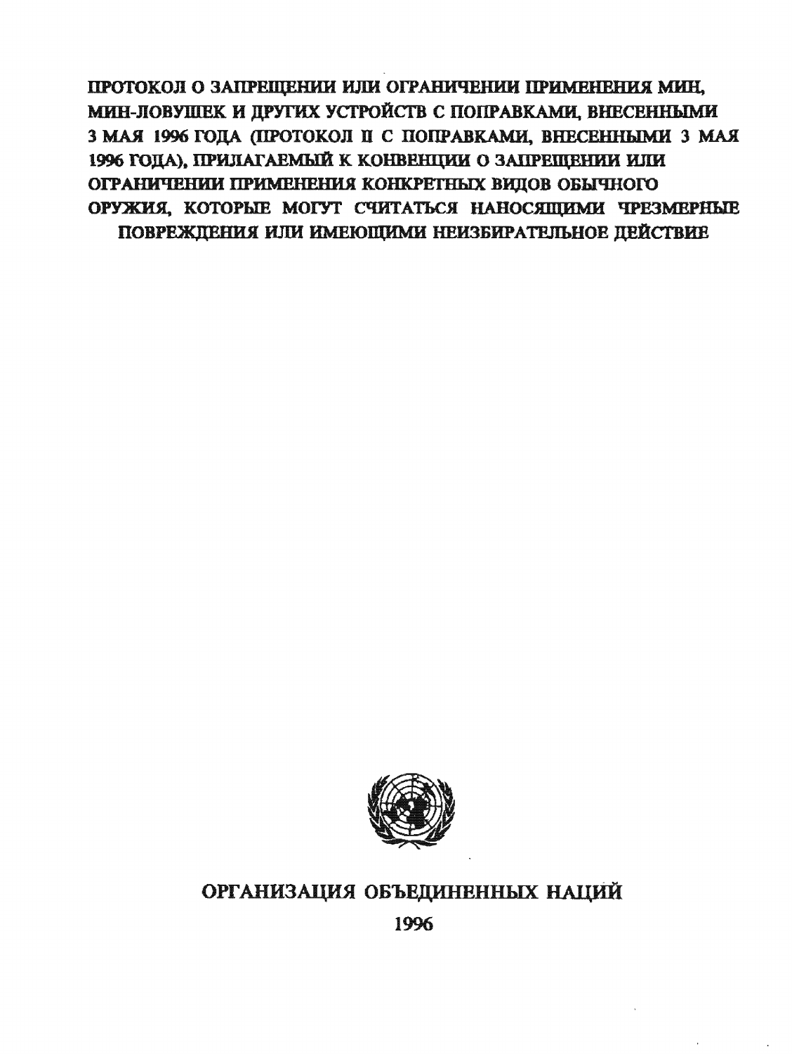# ПРОТОКОЛ О ЗАПРЕЩЕНИИ ИЛИ ОГРАНИЧЕНИИ ПРИМЕНЕНИЯ МИН, МИН-ЛОВУШЕК И ДРУГИХ УСТРОЙСТВ С ПОПРАВКАМИ, ВНЕСЕННЫМИ 3 МАЯ 1996 ГОДА (ПРОТОКОЛ II С ПОПРАВКАМИ, ВНЕСЕННЫМИ 3 МАЯ 1996 ГОДА), ПРИЛАГАЕМЫЙ К КОНВЕНЦИИ О ЗАПРЕЩЕНИИ ИЛИ ОГРАНИЧЕНИИ ПРИМЕНЕНИЯ КОНКРЕТНЫХ ВИДОВ ОБЫЧНОГО ОРУЖИЯ, КОТОРЫЕ МОГУТ СЧИТАТЬСЯ НАНОСЯЩИМИ ЧРЕЗМЕРНЫЕ ПОВРЕЖДЕНИЯ ИЛИ ИМЕЮЩИМИ НЕИЗБИРАТЕЛЬНОЕ ДЕЙСТВИЕ

ОРГАНИЗАЦИЯ ОБЪЕДИНЕННЫХ НАЦИЙ

1996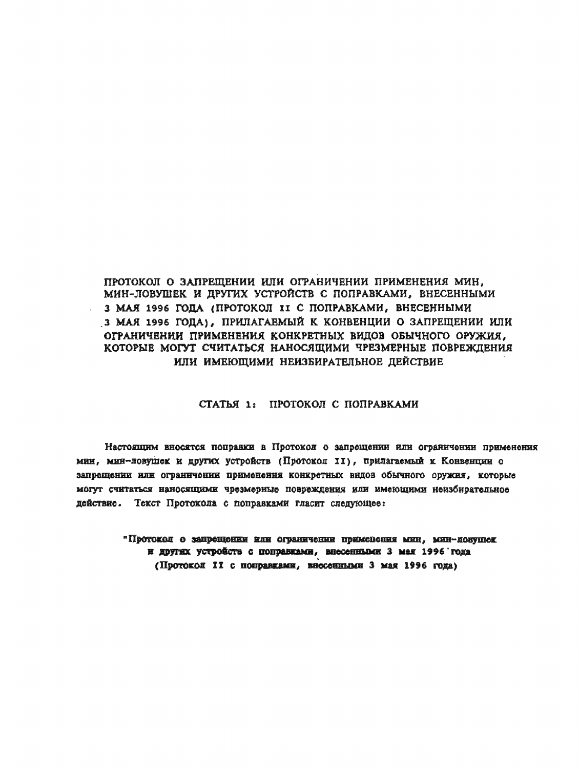# ПРОТОКОЛ О ЗАПРЕЩЕНИИ ИЛИ ОГРАНИЧЕНИИ ПРИМЕНЕНИЯ МИН, МИН-ЛОВУШЕК И ДРУГИХ УСТРОЙСТВ С ПОПРАВКАМИ, ВНЕСЕННЫМИ 3 МАЯ 1996 ГОДА (ПРОТОКОЛ II С ПОПРАВКАМИ, ВНЕСЕННЫМИ 3 МАЯ 1996 ГОДА), ПРИЛАГАЕМЫЙ К КОНВЕНЦИИ О ЗАПРЕЩЕНИИ ИЛИ ОГРАНИЧЕНИИ ПРИМЕНЕНИЯ КОНКРЕТНЫХ ВИДОВ ОБЫЧНОГО ОРУЖИЯ, КОТОРЫЕ МОГУТ СЧИТАТЬСЯ НАНОСЯЩИМИ ЧРЕЗМЕРНЫЕ ПОВРЕЖДЕНИЯ ИЛИ ИМЕЮЩИМИ НЕИЗБИРАТЕЛЬНОЕ ДЕЙСТВИЕ

## СТАТЬЯ 1: ПРОТОКОЛ С ПОПРАВКАМИ

Настоящим вносятся поправки в Протокол о запрещении или ограничении применения мин, мин-ловушек и других устройств (Протокол II), прилагаемый к Конвенции о запрещении или ограничении применения конкретных видов обычного оружия, которые могут считаться наносящими чрезмерные повреждения или имеющими неизбирательное действие. Текст Протокола с поправками гласит следующее:

**"Протокол о запрещении или ограничении применения мин, мин-ловушек и других устройств с поправками, внесенными 3 мая 1996 года (Протокол II с поправками, внесенными 3 мая 1996 года)**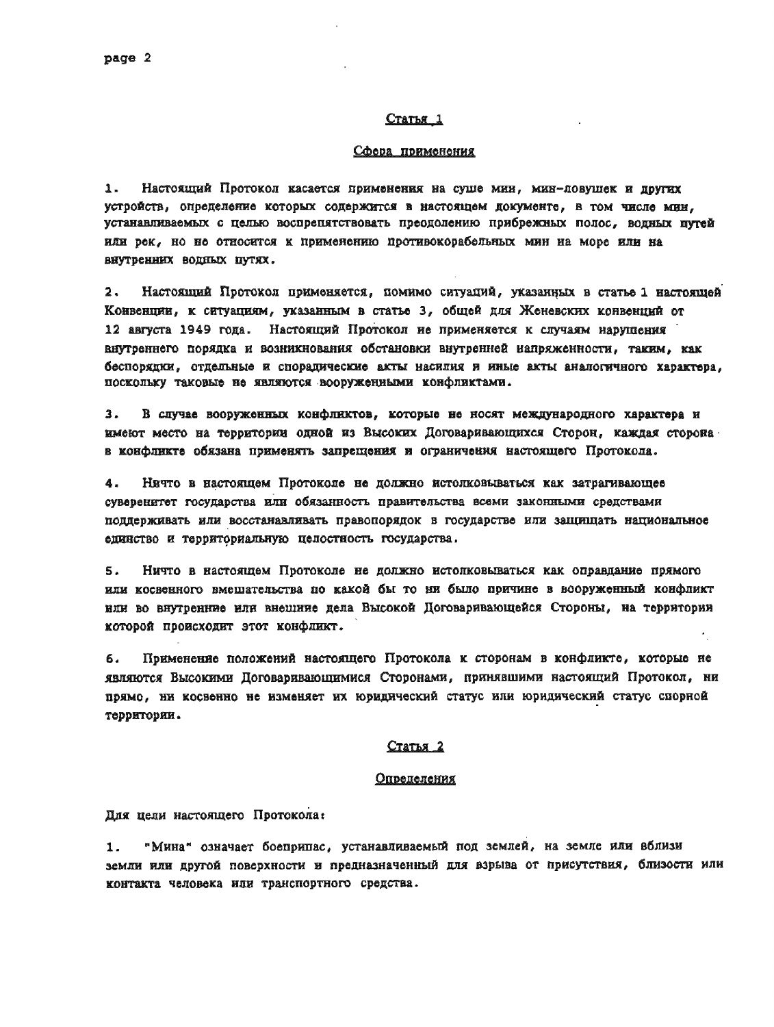## Статья 1

### Сфера применения

1. Настоящий Протокол касается применения на суше мин, мин-ловушек и других устройств, определение которых содержится в настоящем документе, в том числе мин, устанавливаемых с целью воспрепятствовать преодолению прибрежных полос, водных путей или рек, но не относится к применению противокорабельных мин на море или на внутренних водных путях.

2. Настоящий Протокол применяется, помимо ситуаций, указанных в статье 1 настоящей Конвенции, к ситуациям, указанным в статье 3, общей для Женевских конвенций от 12 августа 1949 года. Настоящий Протокол не применяется к случаям нарушения внутреннего порядка и возникновения обстановки внутренней напряженности, таким, как беспорядки, отдельные и спорадические акты насилия и иные акты аналогичного характера, поскольку таковые не являются вооруженными конфликтами.

3. В случае вооруженных конфликтов, которые не носят международного характера и имеют место на территории одной из Высоких Договаривающихся Сторон, каждая сторона в конфликте обязана применять запрещения и ограничения настоящего Протокола.

4. Ничто в настоящем Протоколе не должно истолковываться как затрагивающее суверенитет государства или обязанность правительства всеми законными средствами поддерживать или восстанавливать правопорядок в государстве или защищать национальное единство и территориальную целостность государства.

5. Ничто в настоящем Протоколе не должно истолковываться как оправдание прямого или косвенного вмешательства по какой бы то ни было причине в вооруженный конфликт или во внутренние или внешние дела Высокой Договаривающейся Стороны, на территории которой происходит этот конфликт.

6. Применение положений настоящего Протокола к сторонам в конфликте, которые не являются Высокими Договаривающимися Сторонами, принявшими настоящий Протокол, ни прямо, ни косвенно не изменяет их юридический статус или юридический статус спорной территории.

## Статья 2

### Определения

Для цели настоящего Протокола:

1. "Мина" означает боеприпас, устанавливаемый под землей, на земле или вблизи земли или другой поверхности и предназначенный для взрыва от присутствия, близости или контакта человека или транспортного средства.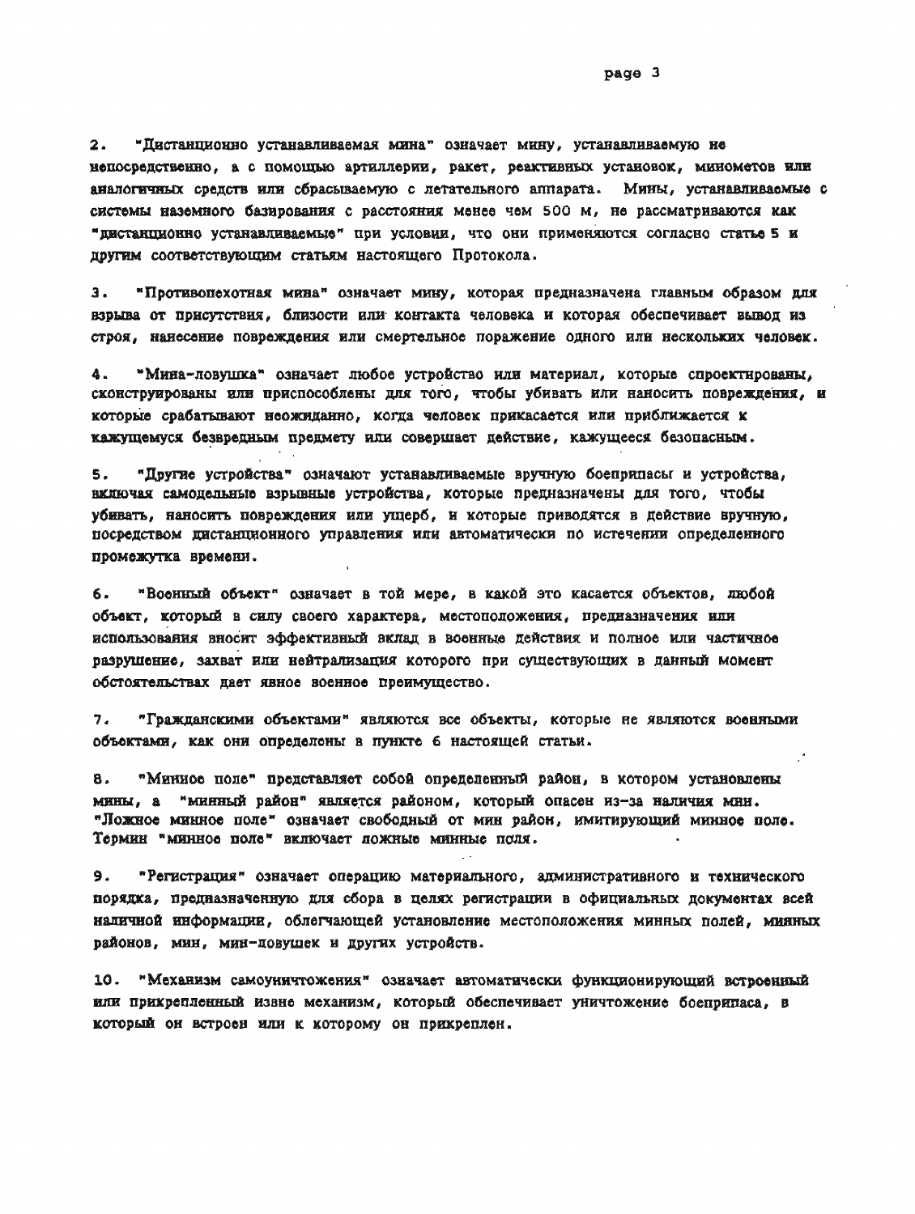2. "Дистанционно устанавливаемая мина" означает мину, устанавливаемую не непосредственно, а с помощью артиллерии, ракет, реактивных установок, минометов или аналогичных средств или сбрасываемую с летательного аппарата. Мины, устанавливаемые с системы наземного базирования с расстояния менее чем 500 м, не рассматриваются как "дистанционно устанавливаемые" при условии, что они применяются согласно статье 5 и другим соответствующим статьям настоящего Протокола.

3. "Противопехотная мина" означает мину, которая предназначена главным образом для взрыва от присутствия, близости или контакта человека и которая обеспечивает вывод из строя, нанесение повреждения или смертельное поражение одного или нескольких человек.

4. "Мина-ловушка" означает любое устройство или материал, которые спроектированы, сконструированы или приспособлены для того, чтобы убивать или наносить повреждения, и которые срабатывают неожиданно, когда человек прикасается или приближается к кажущемуся безвредным предмету или совершает действие, кажущееся безопасным.

5. "Другие устройства" означают устанавливаемые вручную боеприпасы и устройства, включая самодельные взрывные устройства, которые предназначены для того, чтобы убивать, наносить повреждения или ущерб, и которые приводятся в действие вручную, посредством дистанционного управления или автоматически по истечении определенного промежутка времени.

6. "Военный объект" означает в той мере, в какой это касается объектов, любой объект, который в силу своего характера, местоположения, предназначения или использования вносит эффективный вклад в военные действия и полное или частичное разрушение, захват или нейтрализация которого при существующих в данный момент обстоятельствах дает явное военное преимущество.

7. "Гражданскими объектами" являются все объекты, которые не являются военными объектами, как они определены в пункте 6 настоящей статьи.

8. "Минное поле" представляет собой определенный район, в котором установлены мины, а "минный район" является районом, который опасен из-за наличия мин. "Ложное минное поле" означает свободный от мин район, имитирующий минное поле. Термин "минное поле" включает ложные минные поля.

9. "Регистрация" означает операцию материального, административного и технического порядка, предназначенную для сбора в целях регистрации в официальных документах всей наличной информации, облегчающей установление местоположения минных полей, минных районов, мин, мин-ловушек и других устройств.

10. "Механизм самоуничтожения" означает автоматически функционирующий встроенный или прикрепленный извне механизм, который обеспечивает уничтожение боеприпаса, в который он встроен или к которому он прикреплен.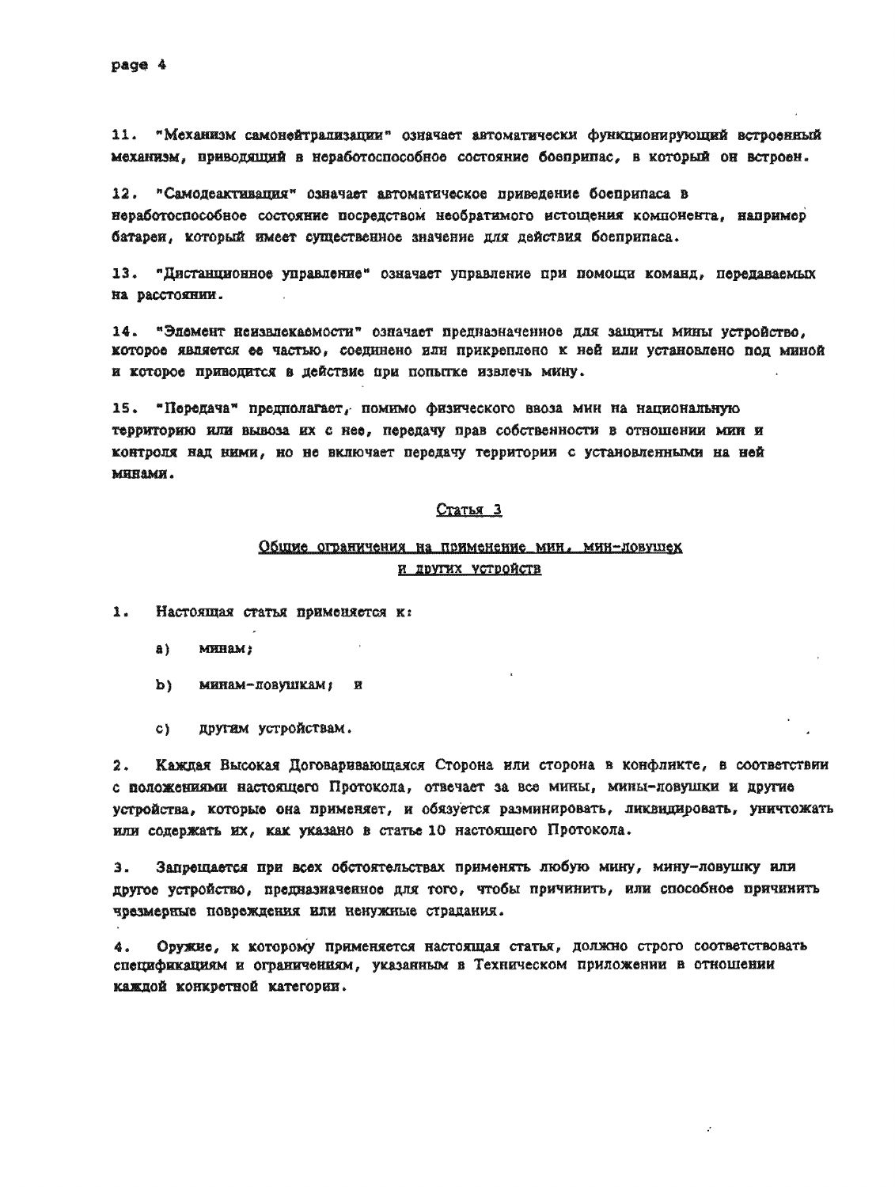11. "Механизм самонейтрализации" означает автоматически функционирующий встроенный механизм, приводящий в неработоспособное состояние боеприпас, в который он встроен.

12. "Самодеактивация" означает автоматическое приведение боеприпаса в неработоспособное состояние посредством необратимого истощения компонента, например батареи, который имеет существенное значение для действия боеприпаса.

13. "Дистанционное управление" означает управление при помощи команд, передаваемых на расстоянии.

14. "Элемент неизвлекаемости" означает предназначенное для защиты мины устройство, которое является ее частью, соединено или прикреплено к ней или установлено под миной и которое приводится в действие при попытке извлечь мину.

15. "Передача" предполагает, помимо физического ввоза мин на национальную территорию или вывоза их с нее, передачу прав собственности в отношении мин и контроля над ними, но не включает передачу территории с установленными на ней минами.

## Статья 3

## Общие ограничения на применение мин, мин-ловушек и других устройств

1. Настоящая статья применяется к:

   a) минам;

   b) минам-ловушкам; и

   c) другим устройствам.

2. Каждая Высокая Договаривающаяся Сторона или сторона в конфликте, в соответствии с положениями настоящего Протокола, отвечает за все мины, мины-ловушки и другие устройства, которые она применяет, и обязуется разминировать, ликвидировать, уничтожать или содержать их, как указано в статье 10 настоящего Протокола.

3. Запрещается при всех обстоятельствах применять любую мину, мину-ловушку или другое устройство, предназначенное для того, чтобы причинить, или способное причинить чрезмерные повреждения или ненужные страдания.

4. Оружие, к которому применяется настоящая статья, должно строго соответствовать спецификациям и ограничениям, указанным в Техническом приложении в отношении каждой конкретной категории.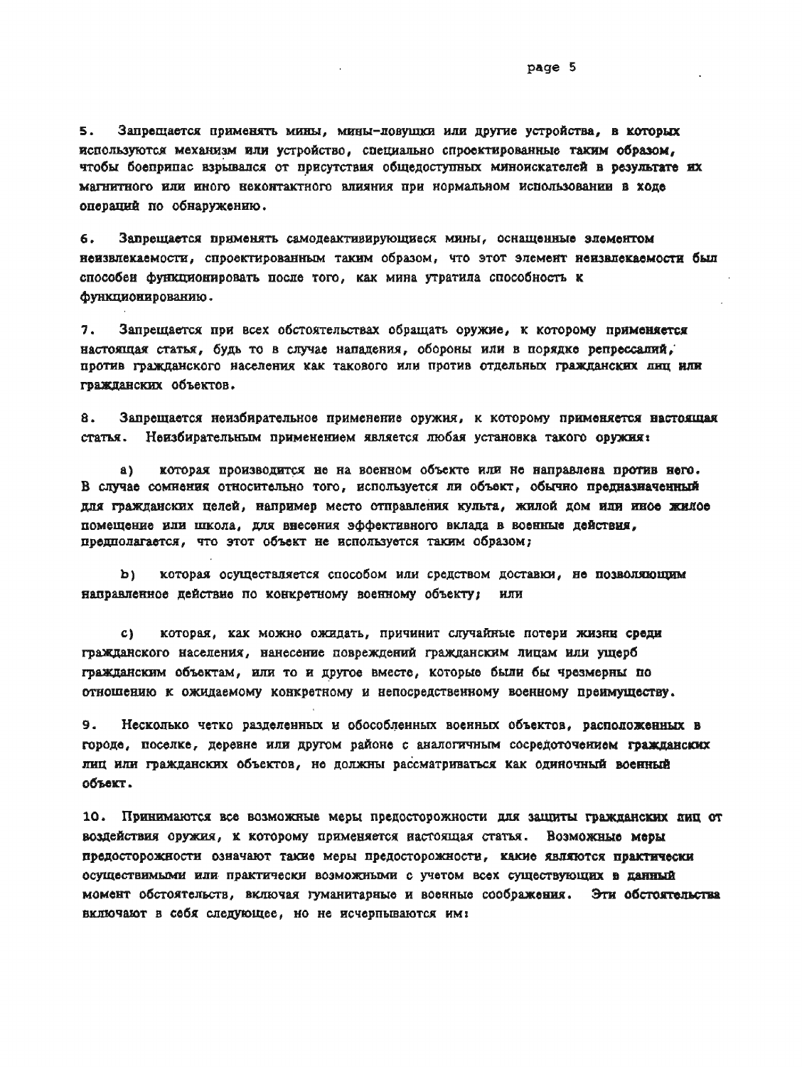5. Запрещается применять мины, мины-ловушки или другие устройства, в которых используются механизм или устройство, специально спроектированные таким образом, чтобы боеприпас взрывался от присутствия общедоступных миноискателей в результате их магнитного или иного неконтактного влияния при нормальном использовании в ходе операций по обнаружению.

6. Запрещается применять самодеактивирующиеся мины, оснащенные элементом неизвлекаемости, спроектированным таким образом, что этот элемент неизвлекаемости был способен функционировать после того, как мина утратила способность к функционированию.

7. Запрещается при всех обстоятельствах обращать оружие, к которому применяется настоящая статья, будь то в случае нападения, обороны или в порядке репрессалий, против гражданского населения как такового или против отдельных гражданских лиц или гражданских объектов.

8. Запрещается неизбирательное применение оружия, к которому применяется настоящая статья. Неизбирательным применением является любая установка такого оружия:

a) которая производится не на военном объекте или не направлена против него. В случае сомнения относительно того, используется ли объект, обычно предназначенный для гражданских целей, например место отправления культа, жилой дом или иное жилое помещение или школа, для внесения эффективного вклада в военные действия, предполагается, что этот объект не используется таким образом;

b) которая осуществляется способом или средством доставки, не позволяющим направленное действие по конкретному военному объекту; или

c) которая, как можно ожидать, причинит случайные потери жизни среди гражданского населения, нанесение повреждений гражданским лицам или ущерб гражданским объектам, или то и другое вместе, которые были бы чрезмерны по отношению к ожидаемому конкретному и непосредственному военному преимуществу.

9. Несколько четко разделенных и обособленных военных объектов, расположенных в городе, поселке, деревне или другом районе с аналогичным сосредоточением гражданских лиц или гражданских объектов, не должны рассматриваться как одиночный военный объект.

10. Принимаются все возможные меры предосторожности для защиты гражданских лиц от воздействия оружия, к которому применяется настоящая статья. Возможные меры предосторожности означают такие меры предосторожности, какие являются практически осуществимыми или практически возможными с учетом всех существующих в данный момент обстоятельств, включая гуманитарные и военные соображения. Эти обстоятельства включают в себя следующее, но не исчерпываются им: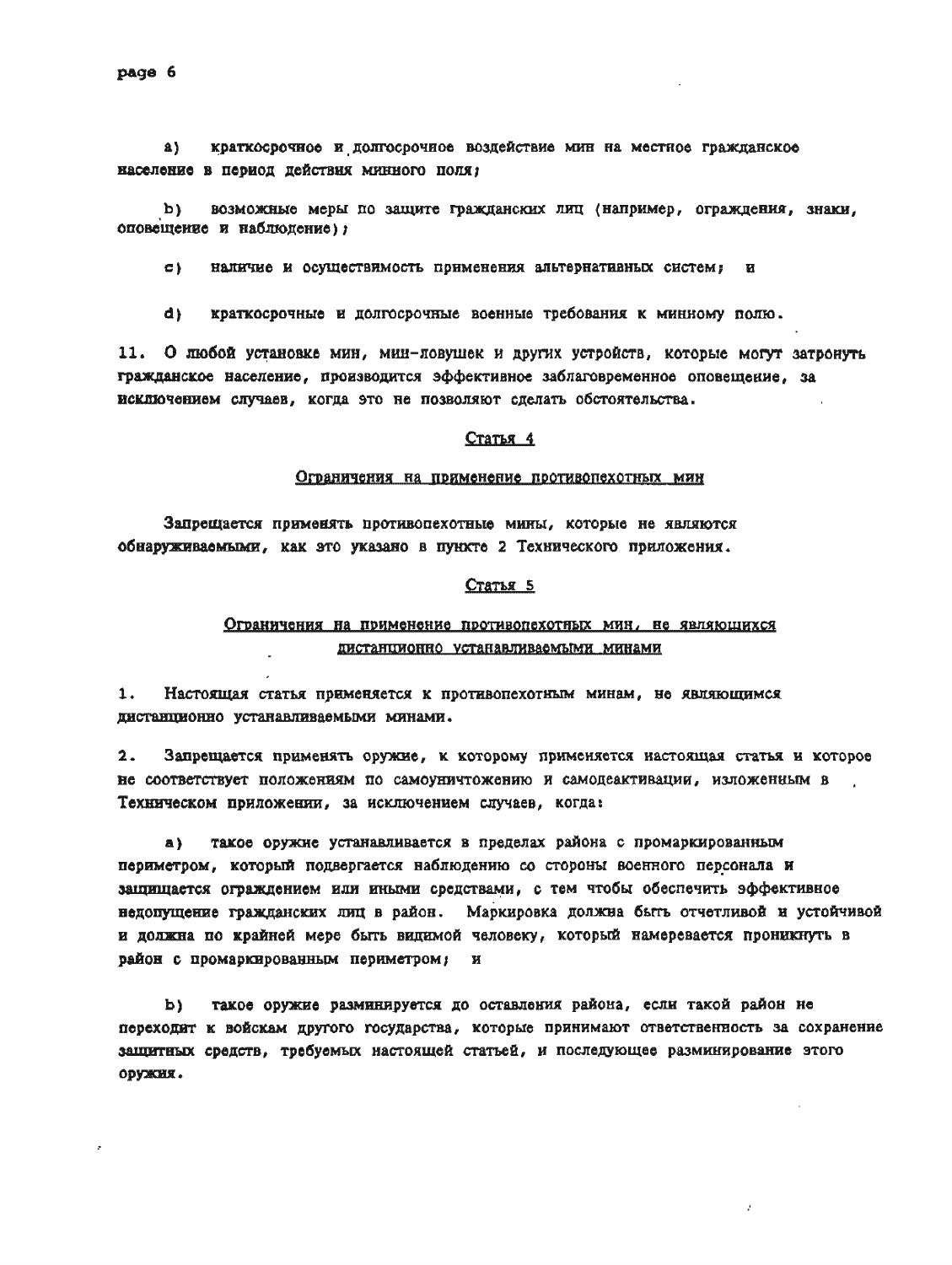a) краткосрочное и долгосрочное воздействие мин на местное гражданское население в период действия минного поля;

b) возможные меры по защите гражданских лиц (например, ограждения, знаки, оповещение и наблюдение);

c) наличие и осуществимость применения альтернативных систем; и

d) краткосрочные и долгосрочные военные требования к минному полю.

11. О любой установке мин, мин-ловушек и других устройств, которые могут затронуть гражданское население, производится эффективное заблаговременное оповещение, за исключением случаев, когда это не позволяют сделать обстоятельства.

## Статья 4

### Ограничения на применение противопехотных мин

Запрещается применять противопехотные мины, которые не являются обнаруживаемыми, как это указано в пункте 2 Технического приложения.

## Статья 5

### Ограничения на применение противопехотных мин, не являющихся дистанционно устанавливаемыми минами

1. Настоящая статья применяется к противопехотным минам, не являющимся дистанционно устанавливаемыми минами.

2. Запрещается применять оружие, к которому применяется настоящая статья и которое не соответствует положениям по самоуничтожению и самодеактивации, изложенным в Техническом приложении, за исключением случаев, когда:

a) такое оружие устанавливается в пределах района с промаркированным периметром, который подвергается наблюдению со стороны военного персонала и защищается ограждением или иными средствами, с тем чтобы обеспечить эффективное недопущение гражданских лиц в район. Маркировка должна быть отчетливой и устойчивой и должна по крайней мере быть видимой человеку, который намеревается проникнуть в район с промаркированным периметром; и

b) такое оружие разминируется до оставления района, если такой район не переходит к войскам другого государства, которые принимают ответственность за сохранение защитных средств, требуемых настоящей статьей, и последующее разминирование этого оружия.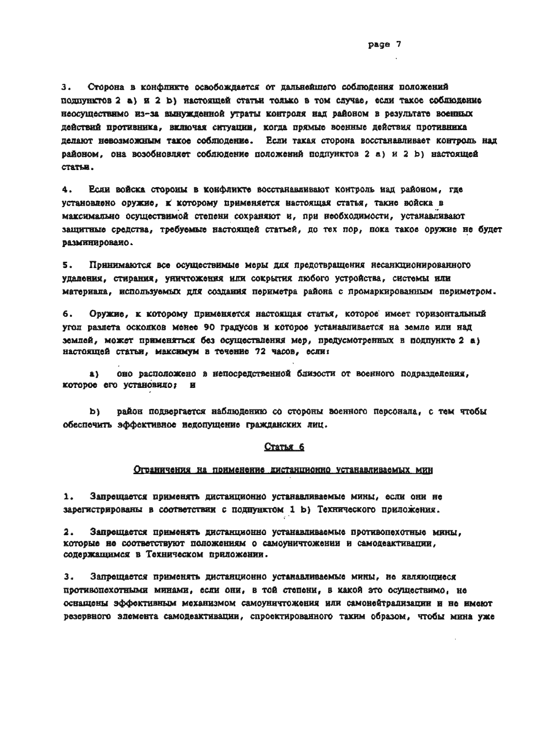3. Сторона в конфликте освобождается от дальнейшего соблюдения положений подпунктов 2 а) и 2 b) настоящей статьи только в том случае, если такое соблюдение неосуществимо из-за вынужденной утраты контроля над районом в результате военных действий противника, включая ситуации, когда прямые военные действия противника делают невозможным такое соблюдение. Если такая сторона восстанавливает контроль над районом, она возобновляет соблюдение положений подпунктов 2 а) и 2 b) настоящей статьи.

4. Если войска стороны в конфликте восстанавливают контроль над районом, где установлено оружие, к которому применяется настоящая статья, такие войска в максимально осуществимой степени сохраняют и, при необходимости, устанавливают защитные средства, требуемые настоящей статьей, до тех пор, пока такое оружие не будет разминировано.

5. Принимаются все осуществимые меры для предотвращения несанкционированного удаления, стирания, уничтожения или сокрытия любого устройства, системы или материала, используемых для создания периметра района с промаркированным периметром.

6. Оружие, к которому применяется настоящая статья, которое имеет горизонтальный угол разлета осколков менее 90 градусов и которое устанавливается на земле или над землей, может применяться без осуществления мер, предусмотренных в подпункте 2 а) настоящей статьи, максимум в течение 72 часов, если:

a) оно расположено в непосредственной близости от военного подразделения, которое его установило; и

b) район подвергается наблюдению со стороны военного персонала, с тем чтобы обеспечить эффективное недопущение гражданских лиц.

## Статья 6

### Ограничения на применение дистанционно устанавливаемых мин

1. Запрещается применять дистанционно устанавливаемые мины, если они не зарегистрированы в соответствии с подпунктом 1 b) Технического приложения.

2. Запрещается применять дистанционно устанавливаемые противопехотные мины, которые не соответствуют положениям о самоуничтожении и самодеактивации, содержащимся в Техническом приложении.

3. Запрещается применять дистанционно устанавливаемые мины, не являющиеся противопехотными минами, если они, в той степени, в какой это осуществимо, не оснащены эффективным механизмом самоуничтожения или самонейтрализации и не имеют резервного элемента самодеактивации, спроектированного таким образом, чтобы мина уже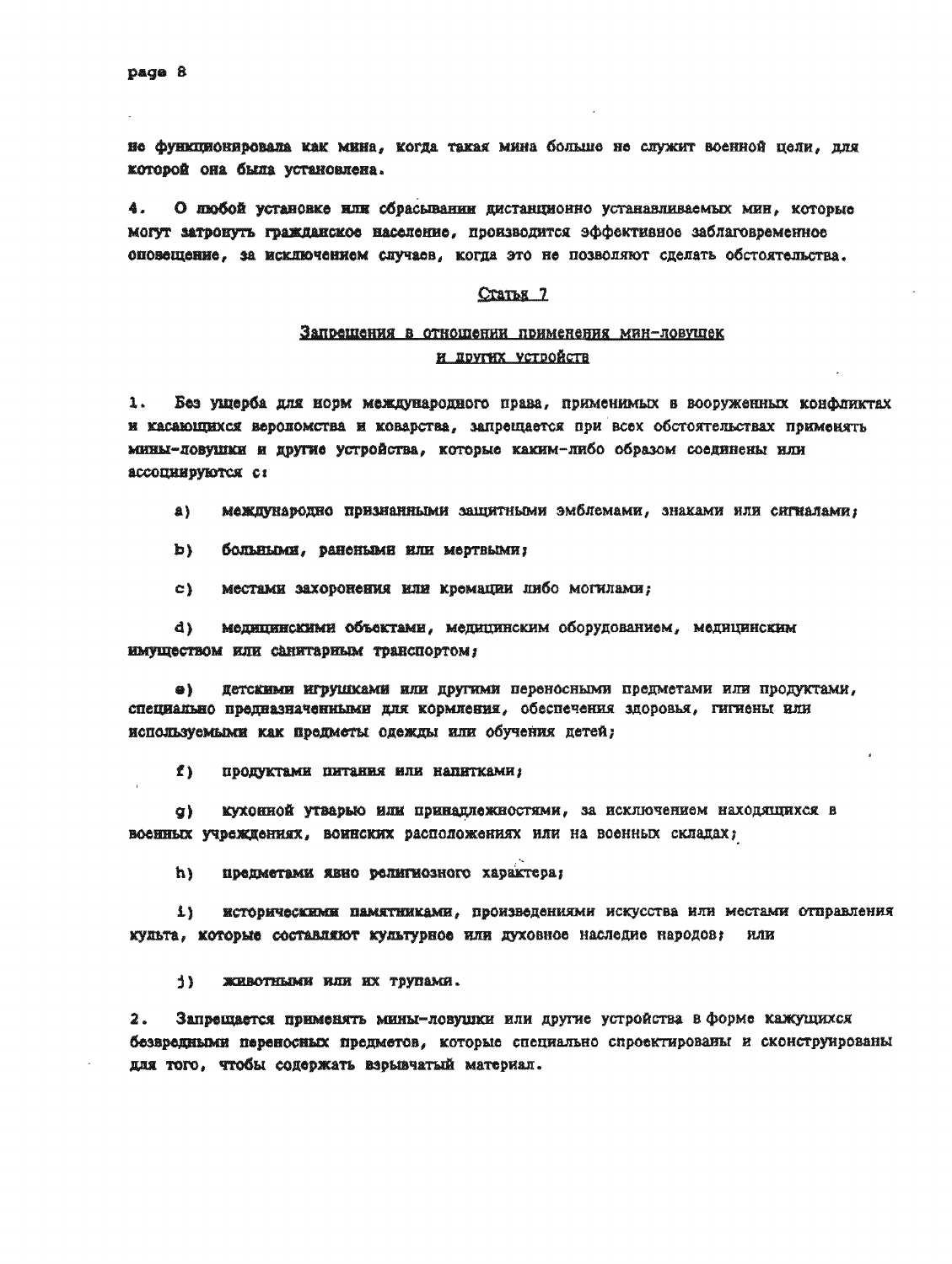не функционировала как мина, когда такая мина больше не служит военной цели, для которой она была установлена.

4. О любой установке или сбрасывании дистанционно устанавливаемых мин, которые могут затронуть гражданское население, производится эффективное заблаговременное оповещение, за исключением случаев, когда это не позволяют сделать обстоятельства.

## Статья 7

## Запрещения в отношении применения мин-ловушек и других устройств

1. Без ущерба для норм международного права, применимых в вооруженных конфликтах и касающихся вероломства и коварства, запрещается при всех обстоятельствах применять мины-ловушки и другие устройства, которые каким-либо образом соединены или ассоциируются с:

a) международно признанными защитными эмблемами, знаками или сигналами;

b) больными, ранеными или мертвыми;

c) местами захоронения или кремации либо могилами;

d) медицинскими объектами, медицинским оборудованием, медицинским имуществом или санитарным транспортом;

e) детскими игрушками или другими переносными предметами или продуктами, специально предназначенными для кормления, обеспечения здоровья, гигиены или используемыми как предметы одежды или обучения детей;

f) продуктами питания или напитками;

g) кухонной утварью или принадлежностями, за исключением находящихся в военных учреждениях, воинских расположениях или на военных складах;

h) предметами явно религиозного характера;

i) историческими памятниками, произведениями искусства или местами отправления культа, которые составляют культурное или духовное наследие народов; или

j) животными или их трупами.

2. Запрещается применять мины-ловушки или другие устройства в форме кажущихся безвредными переносных предметов, которые специально спроектированы и сконструированы для того, чтобы содержать взрывчатый материал.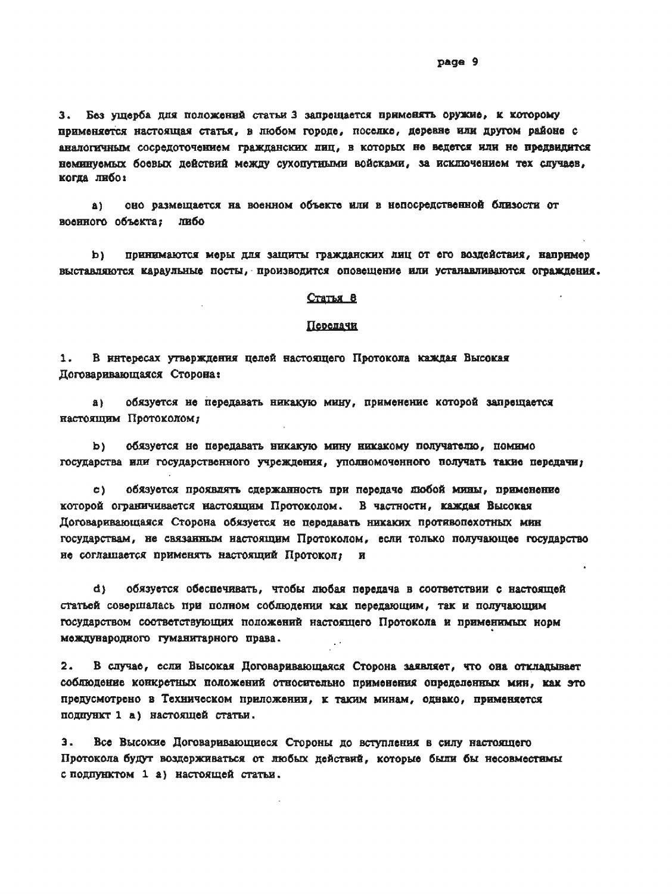3. Без ущерба для положений статьи 3 запрещается применять оружие, к которому применяется настоящая статья, в любом городе, поселке, деревне или другом районе с аналогичным сосредоточением гражданских лиц, в которых не ведется или не предвидится неминуемых боевых действий между сухопутными войсками, за исключением тех случаев, когда либо:

a) оно размещается на военном объекте или в непосредственной близости от военного объекта; либо

b) принимаются меры для защиты гражданских лиц от его воздействия, например выставляются караульные посты, производится оповещение или устанавливаются ограждения.

## Статья 8

### Передачи

1. В интересах утверждения целей настоящего Протокола каждая Высокая Договаривающаяся Сторона:

a) обязуется не передавать никакую мину, применение которой запрещается настоящим Протоколом;

b) обязуется не передавать никакую мину никакому получателю, помимо государства или государственного учреждения, уполномоченного получать такие передачи;

c) обязуется проявлять сдержанность при передаче любой мины, применение которой ограничивается настоящим Протоколом. В частности, каждая Высокая Договаривающаяся Сторона обязуется не передавать никаких противопехотных мин государствам, не связанным настоящим Протоколом, если только получающее государство не соглашается применять настоящий Протокол; и

d) обязуется обеспечивать, чтобы любая передача в соответствии с настоящей статьей совершалась при полном соблюдении как передающим, так и получающим государством соответствующих положений настоящего Протокола и применимых норм международного гуманитарного права.

2. В случае, если Высокая Договаривающаяся Сторона заявляет, что она откладывает соблюдение конкретных положений относительно применения определенных мин, как это предусмотрено в Техническом приложении, к таким минам, однако, применяется подпункт 1 a) настоящей статьи.

3. Все Высокие Договаривающиеся Стороны до вступления в силу настоящего Протокола будут воздерживаться от любых действий, которые были бы несовместимы с подпунктом 1 a) настоящей статьи.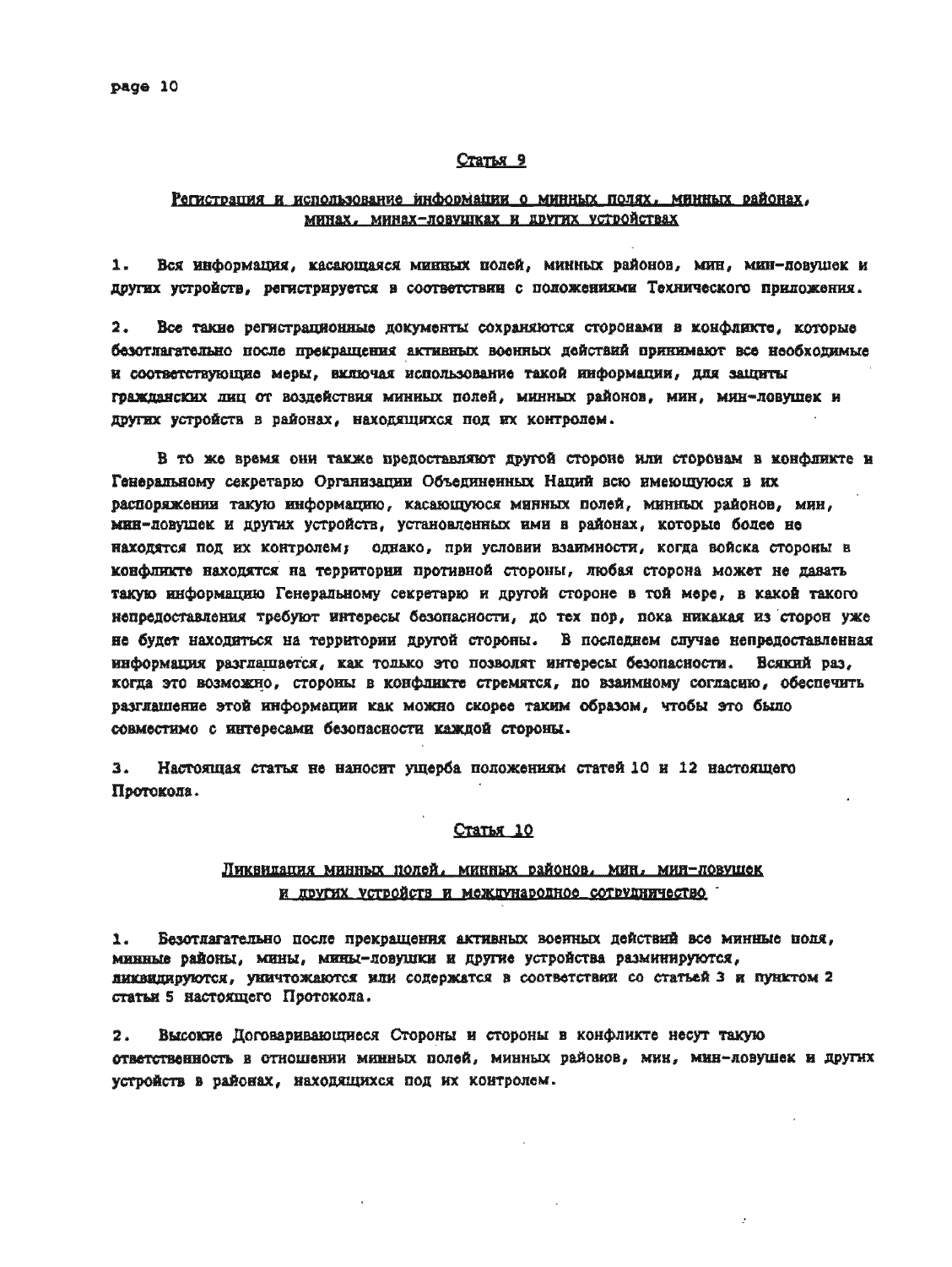## Статья 9

### Регистрация и использование информации о минных полях, минных районах, минах, минах-ловушках и других устройствах

1. Вся информация, касающаяся минных полей, минных районов, мин, мин-ловушек и других устройств, регистрируется в соответствии с положениями Технического приложения.

2. Все такие регистрационные документы сохраняются сторонами в конфликте, которые безотлагательно после прекращения активных военных действий принимают все необходимые и соответствующие меры, включая использование такой информации, для защиты гражданских лиц от воздействия минных полей, минных районов, мин, мин-ловушек и других устройств в районах, находящихся под их контролем.

В то же время они также предоставляют другой стороне или сторонам в конфликте и Генеральному секретарю Организации Объединенных Наций всю имеющуюся в их распоряжении такую информацию, касающуюся минных полей, минных районов, мин, мин-ловушек и других устройств, установленных ими в районах, которые более не находятся под их контролем; однако, при условии взаимности, когда войска стороны в конфликте находятся на территории противной стороны, любая сторона может не давать такую информацию Генеральному секретарю и другой стороне в той мере, в какой такого непредоставления требуют интересы безопасности, до тех пор, пока никакая из сторон уже не будет находиться на территории другой стороны. В последнем случае непредоставленная информация разглашается, как только это позволят интересы безопасности. Всякий раз, когда это возможно, стороны в конфликте стремятся, по взаимному согласию, обеспечить разглашение этой информации как можно скорее таким образом, чтобы это было совместимо с интересами безопасности каждой стороны.

3. Настоящая статья не наносит ущерба положениям статей 10 и 12 настоящего Протокола.

## Статья 10

### Ликвидация минных полей, минных районов, мин, мин-ловушек и других устройств и международное сотрудничество

1. Безотлагательно после прекращения активных военных действий все минные поля, минные районы, мины, мины-ловушки и другие устройства разминируются, ликвидируются, уничтожаются или содержатся в соответствии со статьей 3 и пунктом 2 статьи 5 настоящего Протокола.

2. Высокие Договаривающиеся Стороны и стороны в конфликте несут такую ответственность в отношении минных полей, минных районов, мин, мин-ловушек и других устройств в районах, находящихся под их контролем.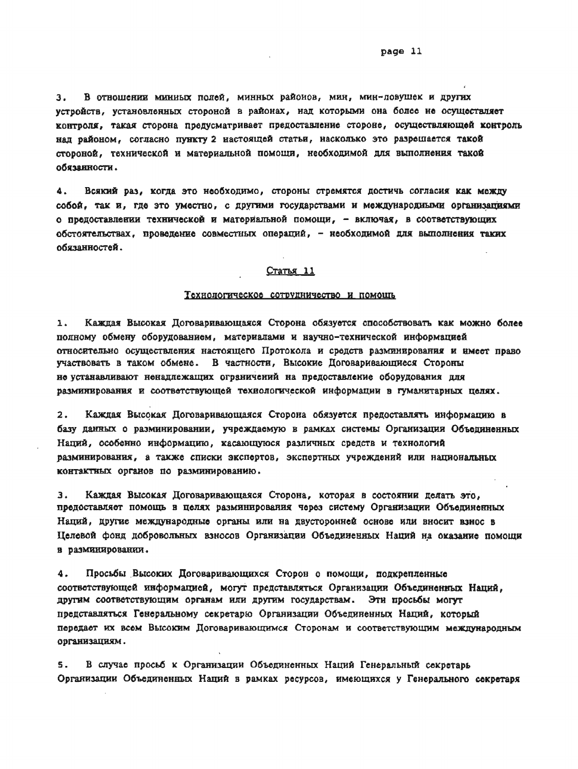3. В отношении минных полей, минных районов, мин, мин-ловушек и других устройств, установленных стороной в районах, над которыми она более не осуществляет контроля, такая сторона предусматривает предоставление стороне, осуществляющей контроль над районом, согласно пункту 2 настоящей статьи, насколько это разрешается такой стороной, технической и материальной помощи, необходимой для выполнения такой обязанности.

4. Всякий раз, когда это необходимо, стороны стремятся достичь согласия как между собой, так и, где это уместно, с другими государствами и международными организациями о предоставлении технической и материальной помощи, - включая, в соответствующих обстоятельствах, проведение совместных операций, - необходимой для выполнения таких обязанностей.

## Статья 11

### Технологическое сотрудничество и помощь

1. Каждая Высокая Договаривающаяся Сторона обязуется способствовать как можно более полному обмену оборудованием, материалами и научно-технической информацией относительно осуществления настоящего Протокола и средств разминирования и имеет право участвовать в таком обмене. В частности, Высокие Договаривающиеся Стороны не устанавливают ненадлежащих ограничений на предоставление оборудования для разминирования и соответствующей технологической информации в гуманитарных целях.

2. Каждая Высокая Договаривающаяся Сторона обязуется предоставлять информацию в базу данных о разминировании, учреждаемую в рамках системы Организация Объединенных Наций, особенно информацию, касающуюся различных средств и технологий разминирования, а также списки экспертов, экспертных учреждений или национальных контактных органов по разминированию.

3. Каждая Высокая Договаривающаяся Сторона, которая в состоянии делать это, предоставляет помощь в целях разминирования через систему Организации Объединенных Наций, другие международные органы или на двусторонней основе или вносит взнос в Целевой фонд добровольных взносов Организации Объединенных Наций на оказание помощи в разминировании.

4. Просьбы Высоких Договаривающихся Сторон о помощи, подкрепленные соответствующей информацией, могут представляться Организации Объединенных Наций, другим соответствующим органам или другим государствам. Эти просьбы могут представляться Генеральному секретарю Организации Объединенных Наций, который передает их всем Высоким Договаривающимся Сторонам и соответствующим международным организациям.

5. В случае просьб к Организации Объединенных Наций Генеральный секретарь Организации Объединенных Наций в рамках ресурсов, имеющихся у Генерального секретаря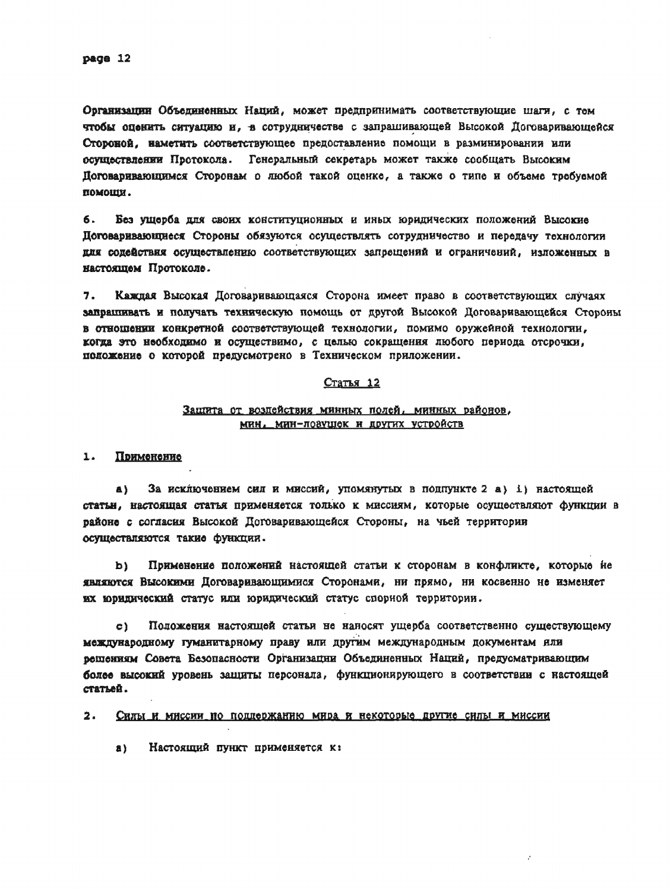Организации Объединенных Наций, может предпринимать соответствующие шаги, с тем чтобы оценить ситуацию и, в сотрудничестве с запрашивающей Высокой Договаривающейся Стороной, наметить соответствующее предоставление помощи в разминировании или осуществлении Протокола. Генеральный секретарь может также сообщать Высоким Договаривающимся Сторонам о любой такой оценке, а также о типе и объеме требуемой помощи.

6. Без ущерба для своих конституционных и иных юридических положений Высокие Договаривающиеся Стороны обязуются осуществлять сотрудничество и передачу технологии для содействия осуществлению соответствующих запрещений и ограничений, изложенных в настоящем Протоколе.

7. Каждая Высокая Договаривающаяся Сторона имеет право в соответствующих случаях запрашивать и получать техническую помощь от другой Высокой Договаривающейся Стороны в отношении конкретной соответствующей технологии, помимо оружейной технологии, когда это необходимо и осуществимо, с целью сокращения любого периода отсрочки, положение о которой предусмотрено в Техническом приложении.

## Статья 12

### Защита от воздействия минных полей, минных районов, мин, мин-ловушек и других устройств

1. Применение

a) За исключением сил и миссий, упомянутых в подпункте 2 a) i) настоящей статьи, настоящая статья применяется только к миссиям, которые осуществляют функции в районе с согласия Высокой Договаривающейся Стороны, на чьей территории осуществляются такие функции.

b) Применение положений настоящей статьи к сторонам в конфликте, которые не являются Высокими Договаривающимися Сторонами, ни прямо, ни косвенно не изменяет их юридический статус или юридический статус спорной территории.

c) Положения настоящей статьи не наносят ущерба соответственно существующему международному гуманитарному праву или другим международным документам или решениям Совета Безопасности Организации Объединенных Наций, предусматривающим более высокий уровень защиты персонала, функционирующего в соответствии с настоящей статьей.

2. Силы и миссии по поддержанию мира и некоторые другие силы и миссии

a) Настоящий пункт применяется к: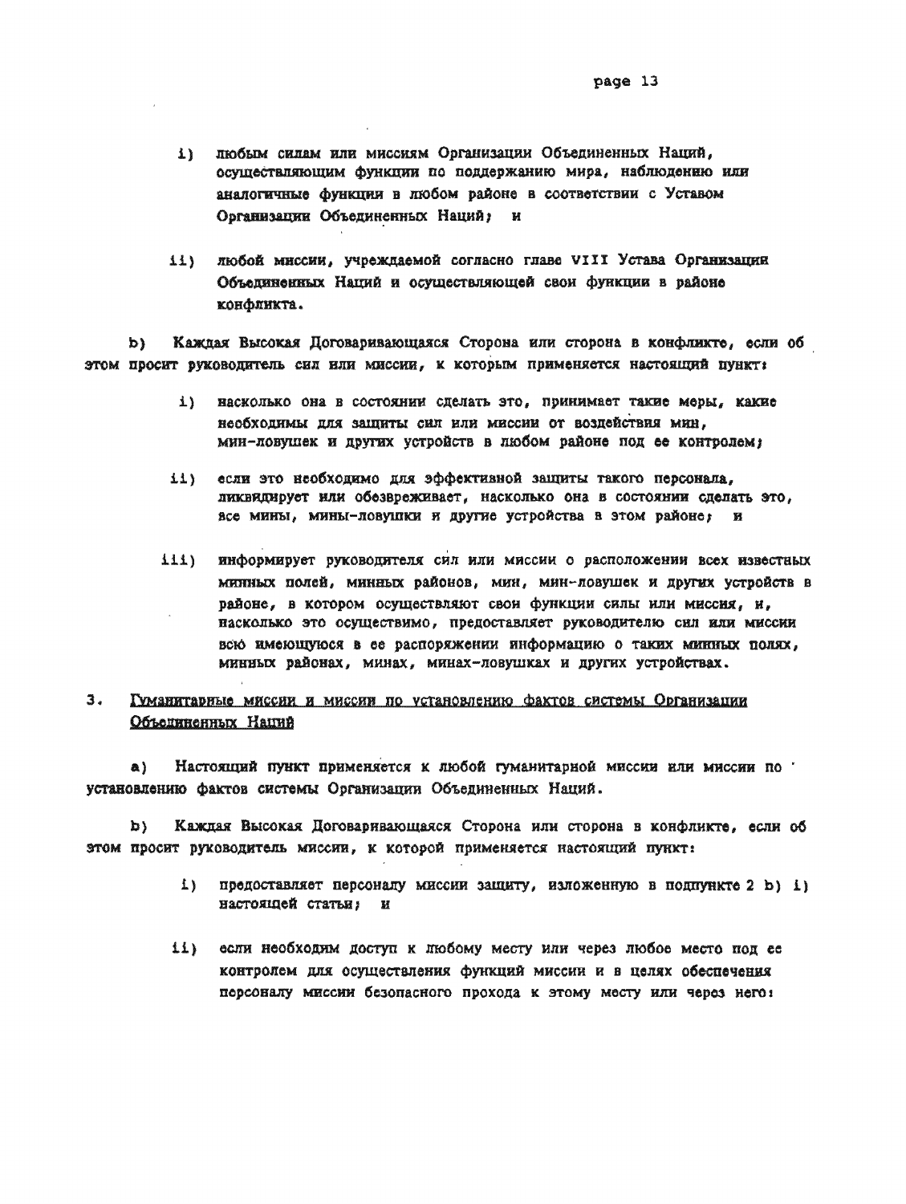i) любым силам или миссиям Организации Объединенных Наций, осуществляющим функции по поддержанию мира, наблюдению или аналогичные функции в любом районе в соответствии с Уставом Организации Объединенных Наций; и

ii) любой миссии, учреждаемой согласно главе VIII Устава Организации Объединенных Наций и осуществляющей свои функции в районе конфликта.

b) Каждая Высокая Договаривающаяся Сторона или сторона в конфликте, если об этом просит руководитель сил или миссии, к которым применяется настоящий пункт:

i) насколько она в состоянии сделать это, принимает такие меры, какие необходимы для защиты сил или миссии от воздействия мин, мин-ловушек и других устройств в любом районе под ее контролем;

ii) если это необходимо для эффективной защиты такого персонала, ликвидирует или обезвреживает, насколько она в состоянии сделать это, все мины, мины-ловушки и другие устройства в этом районе; и

iii) информирует руководителя сил или миссии о расположении всех известных минных полей, минных районов, мин, мин-ловушек и других устройств в районе, в котором осуществляют свои функции силы или миссия, и, насколько это осуществимо, предоставляет руководителю сил или миссии всю имеющуюся в ее распоряжении информацию о таких минных полях, минных районах, минах, минах-ловушках и других устройствах.

3. Гуманитарные миссии и миссии по установлению фактов системы Организации Объединенных Наций

a) Настоящий пункт применяется к любой гуманитарной миссии или миссии по установлению фактов системы Организации Объединенных Наций.

b) Каждая Высокая Договаривающаяся Сторона или сторона в конфликте, если об этом просит руководитель миссии, к которой применяется настоящий пункт:

i) предоставляет персоналу миссии защиту, изложенную в подпункте 2 b) i) настоящей статьи; и

ii) если необходим доступ к любому месту или через любое место под ее контролем для осуществления функций миссии и в целях обеспечения персоналу миссии безопасного прохода к этому месту или через него: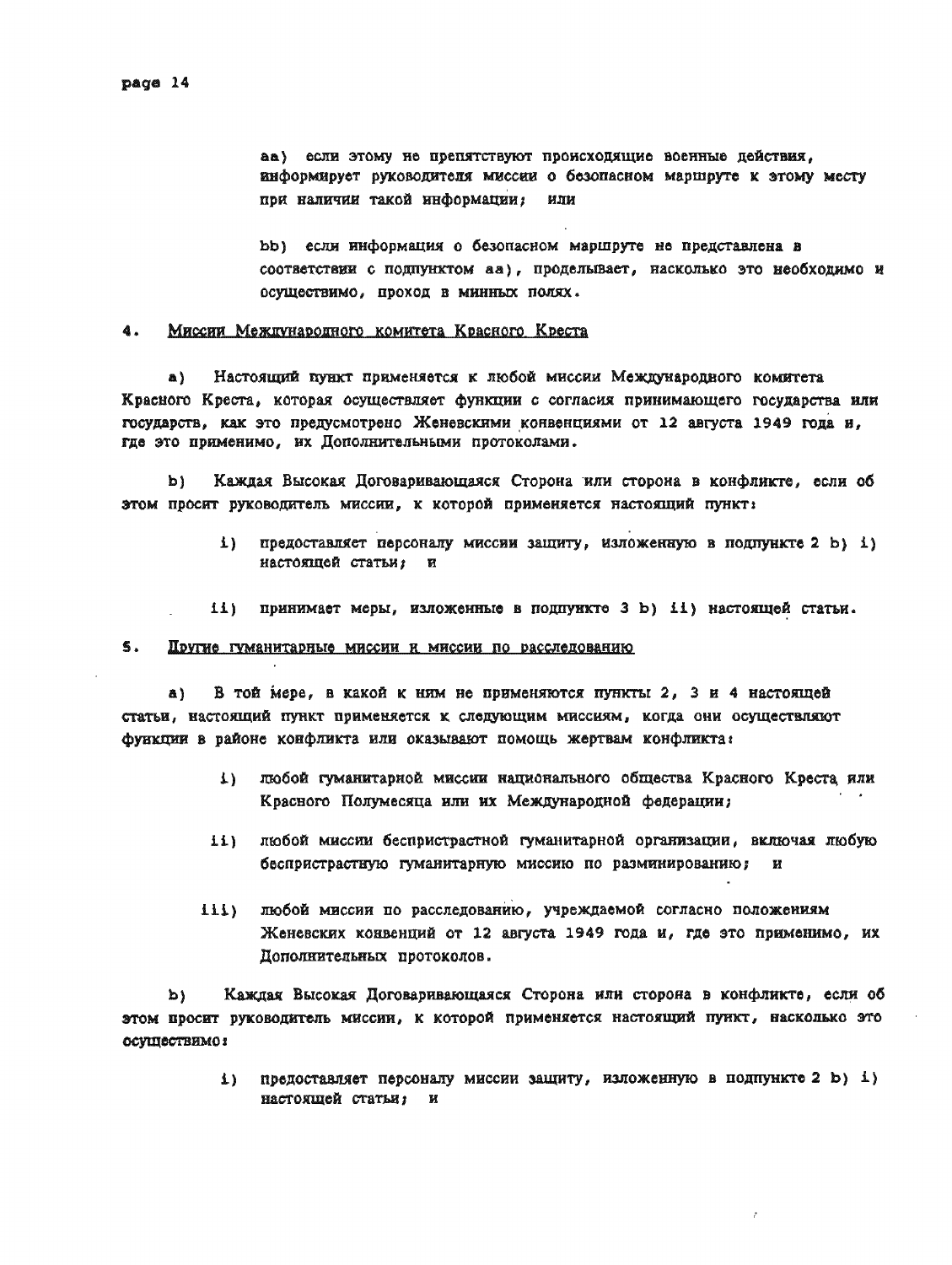aa) если этому не препятствуют происходящие военные действия, информирует руководителя миссии о безопасном маршруте к этому месту при наличии такой информации; или

bb) если информация о безопасном маршруте не представлена в соответствии с подпунктом aa), проделывает, насколько это необходимо и осуществимо, проход в минных полях.

4. Миссии Международного комитета Красного Креста

a) Настоящий пункт применяется к любой миссии Международного комитета Красного Креста, которая осуществляет функции с согласия принимающего государства или государств, как это предусмотрено Женевскими конвенциями от 12 августа 1949 года и, где это применимо, их Дополнительными протоколами.

b) Каждая Высокая Договаривающаяся Сторона или сторона в конфликте, если об этом просит руководитель миссии, к которой применяется настоящий пункт:

i) предоставляет персоналу миссии защиту, изложенную в подпункте 2 b) i) настоящей статьи; и

ii) принимает меры, изложенные в подпункте 3 b) ii) настоящей статьи.

5. Другие гуманитарные миссии и миссии по расследованию

a) В той мере, в какой к ним не применяются пункты 2, 3 и 4 настоящей статьи, настоящий пункт применяется к следующим миссиям, когда они осуществляют функции в районе конфликта или оказывают помощь жертвам конфликта:

i) любой гуманитарной миссии национального общества Красного Креста или Красного Полумесяца или их Международной федерации;

ii) любой миссии беспристрастной гуманитарной организации, включая любую беспристрастную гуманитарную миссию по разминированию; и

iii) любой миссии по расследованию, учреждаемой согласно положениям Женевских конвенций от 12 августа 1949 года и, где это применимо, их Дополнительных протоколов.

b) Каждая Высокая Договаривающаяся Сторона или сторона в конфликте, если об этом просит руководитель миссии, к которой применяется настоящий пункт, насколько это осуществимо:

i) предоставляет персоналу миссии защиту, изложенную в подпункте 2 b) i) настоящей статьи; и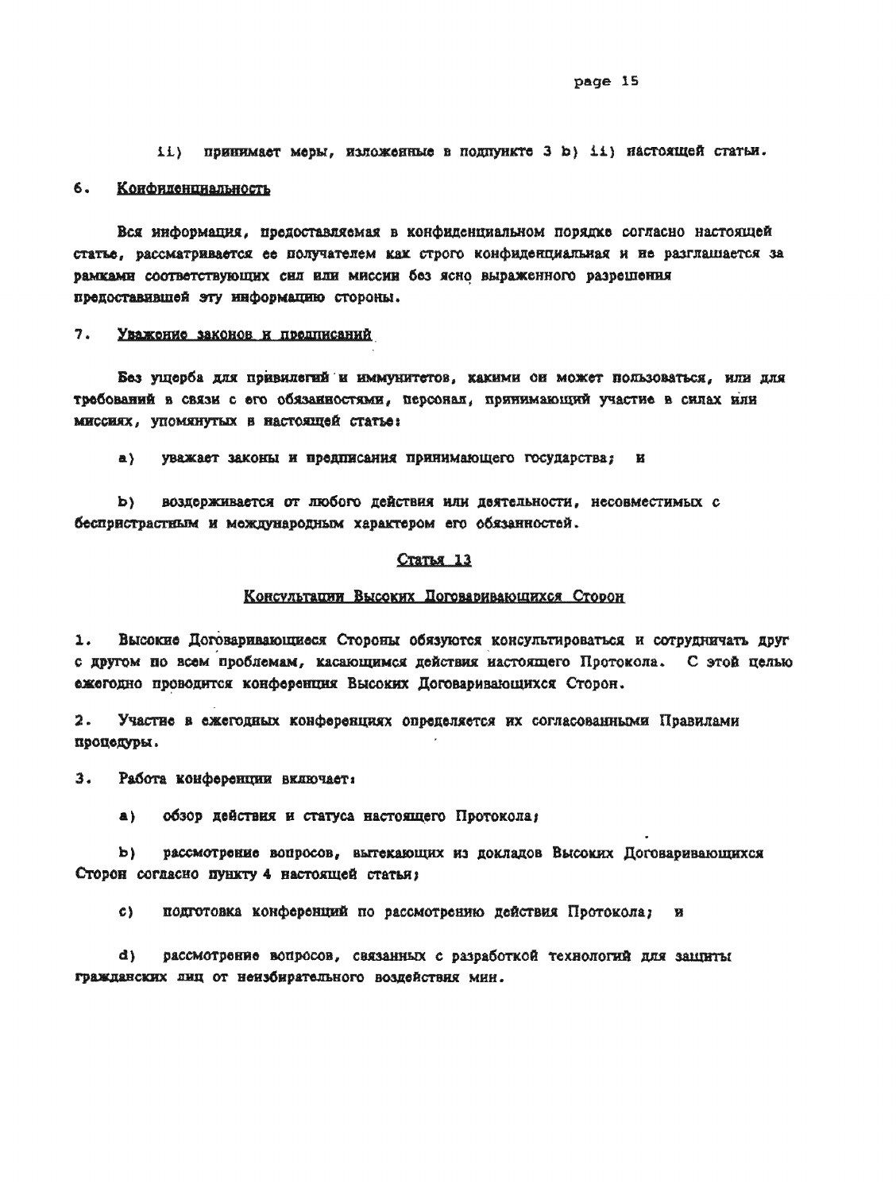ii) принимает меры, изложенные в подпункте 3 b) ii) настоящей статьи.

6. Конфиденциальность

Вся информация, предоставляемая в конфиденциальном порядке согласно настоящей статье, рассматривается ее получателем как строго конфиденциальная и не разглашается за рамками соответствующих сил или миссии без ясно выраженного разрешения предоставившей эту информацию стороны.

7. Уважение законов и предписаний

Без ущерба для привилегий и иммунитетов, какими он может пользоваться, или для требований в связи с его обязанностями, персонал, принимающий участие в силах или миссиях, упомянутых в настоящей статье:

a) уважает законы и предписания принимающего государства; и

b) воздерживается от любого действия или деятельности, несовместимых с беспристрастным и международным характером его обязанностей.

## Статья 13

### Консультации Высоких Договаривающихся Сторон

1. Высокие Договаривающиеся Стороны обязуются консультироваться и сотрудничать друг с другом по всем проблемам, касающимся действия настоящего Протокола. С этой целью ежегодно проводится конференция Высоких Договаривающихся Сторон.

2. Участие в ежегодных конференциях определяется их согласованными Правилами процедуры.

3. Работа конференции включает:

a) обзор действия и статуса настоящего Протокола;

b) рассмотрение вопросов, вытекающих из докладов Высоких Договаривающихся Сторон согласно пункту 4 настоящей статьи;

c) подготовка конференций по рассмотрению действия Протокола; и

d) рассмотрение вопросов, связанных с разработкой технологий для защиты гражданских лиц от неизбирательного воздействия мин.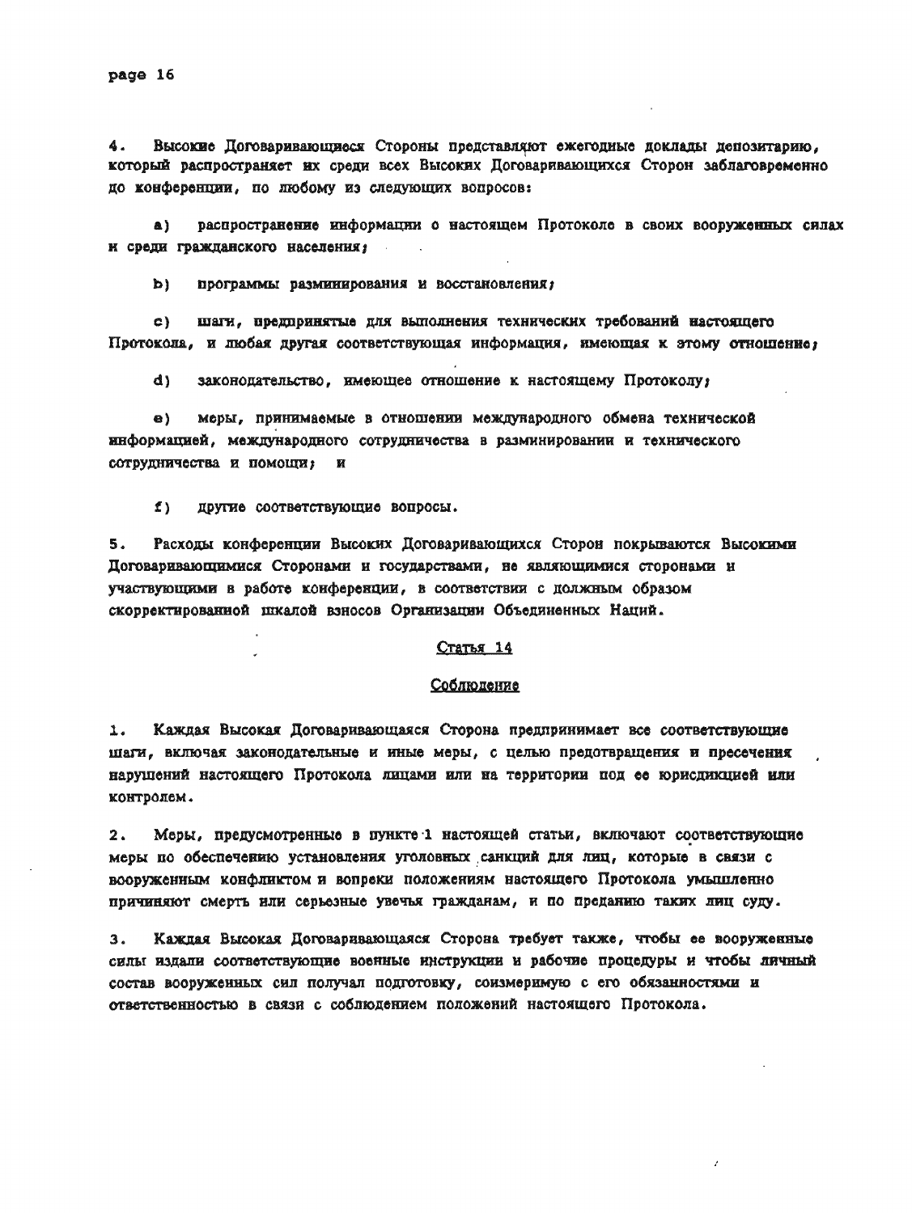4. Высокие Договаривающиеся Стороны представляют ежегодные доклады депозитарию, который распространяет их среди всех Высоких Договаривающихся Сторон заблаговременно до конференции, по любому из следующих вопросов:

a) распространение информации о настоящем Протоколе в своих вооруженных силах и среди гражданского населения;

b) программы разминирования и восстановления;

c) шаги, предпринятые для выполнения технических требований настоящего Протокола, и любая другая соответствующая информация, имеющая к этому отношение;

d) законодательство, имеющее отношение к настоящему Протоколу;

e) меры, принимаемые в отношении международного обмена технической информацией, международного сотрудничества в разминировании и технического сотрудничества и помощи; и

f) другие соответствующие вопросы.

5. Расходы конференции Высоких Договаривающихся Сторон покрываются Высокими Договаривающимися Сторонами и государствами, не являющимися сторонами и участвующими в работе конференции, в соответствии с должным образом скорректированной шкалой взносов Организации Объединенных Наций.

## Статья 14

## Соблюдение

1. Каждая Высокая Договаривающаяся Сторона предпринимает все соответствующие шаги, включая законодательные и иные меры, с целью предотвращения и пресечения нарушений настоящего Протокола лицами или на территории под ее юрисдикцией или контролем.

2. Меры, предусмотренные в пункте 1 настоящей статьи, включают соответствующие меры по обеспечению установления уголовных санкций для лиц, которые в связи с вооруженным конфликтом и вопреки положениям настоящего Протокола умышленно причиняют смерть или серьезные увечья гражданам, и по преданию таких лиц суду.

3. Каждая Высокая Договаривающаяся Сторона требует также, чтобы ее вооруженные силы издали соответствующие военные инструкции и рабочие процедуры и чтобы личный состав вооруженных сил получал подготовку, соизмеримую с его обязанностями и ответственностью в связи с соблюдением положений настоящего Протокола.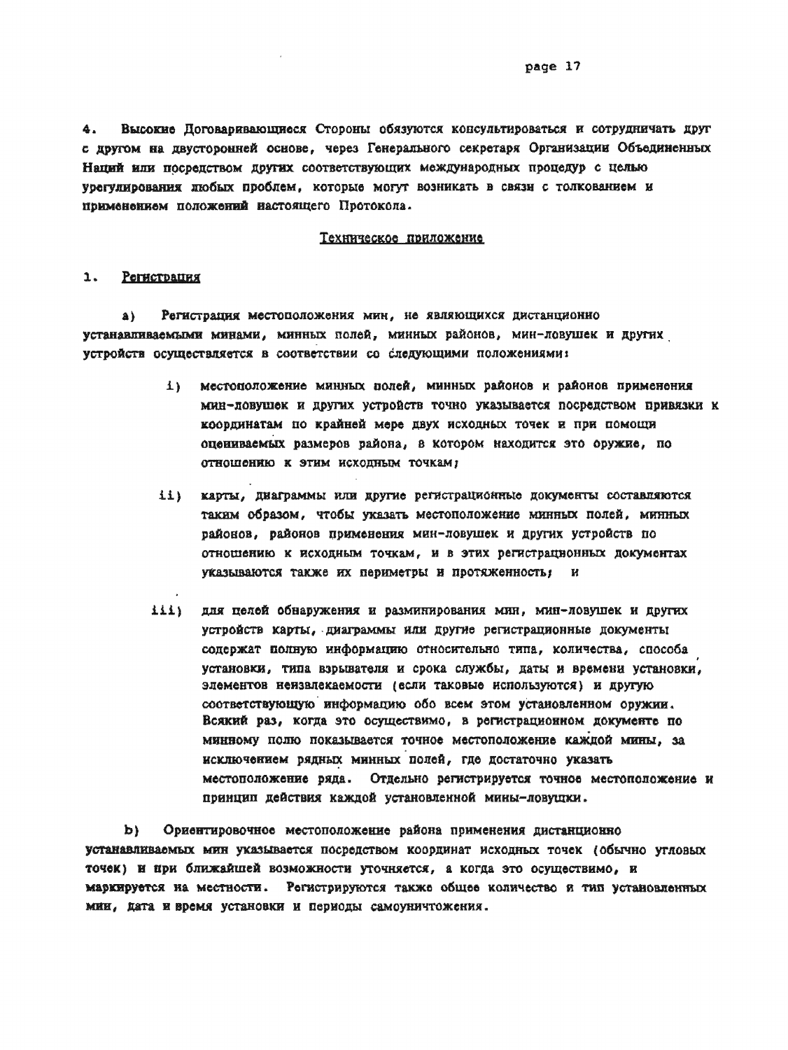4. Высокие Договаривающиеся Стороны обязуются консультироваться и сотрудничать друг с другом на двусторонней основе, через Генерального секретаря Организации Объединенных Наций или посредством других соответствующих международных процедур с целью урегулирования любых проблем, которые могут возникать в связи с толкованием и применением положений настоящего Протокола.

## Техническое приложение

### 1. Регистрация

a) Регистрация местоположения мин, не являющихся дистанционно устанавливаемыми минами, минных полей, минных районов, мин-ловушек и других устройств осуществляется в соответствии со следующими положениями:

i) местоположение минных полей, минных районов и районов применения мин-ловушек и других устройств точно указывается посредством привязки к координатам по крайней мере двух исходных точек и при помощи оцениваемых размеров района, в котором находится это оружие, по отношению к этим исходным точкам;

ii) карты, диаграммы или другие регистрационные документы составляются таким образом, чтобы указать местоположение минных полей, минных районов, районов применения мин-ловушек и других устройств по отношению к исходным точкам, и в этих регистрационных документах указываются также их периметры и протяженность; и

iii) для целей обнаружения и разминирования мин, мин-ловушек и других устройств карты, диаграммы или другие регистрационные документы содержат полную информацию относительно типа, количества, способа установки, типа взрывателя и срока службы, даты и времени установки, элементов неизвлекаемости (если таковые используются) и другую соответствующую информацию обо всем этом установленном оружии. Всякий раз, когда это осуществимо, в регистрационном документе по минному полю показывается точное местоположение каждой мины, за исключением рядных минных полей, где достаточно указать местоположение ряда. Отдельно регистрируется точное местоположение и принцип действия каждой установленной мины-ловушки.

b) Ориентировочное местоположение района применения дистанционно устанавливаемых мин указывается посредством координат исходных точек (обычно угловых точек) и при ближайшей возможности уточняется, а когда это осуществимо, и маркируется на местности. Регистрируются также общее количество и тип установленных мин, дата и время установки и периоды самоуничтожения.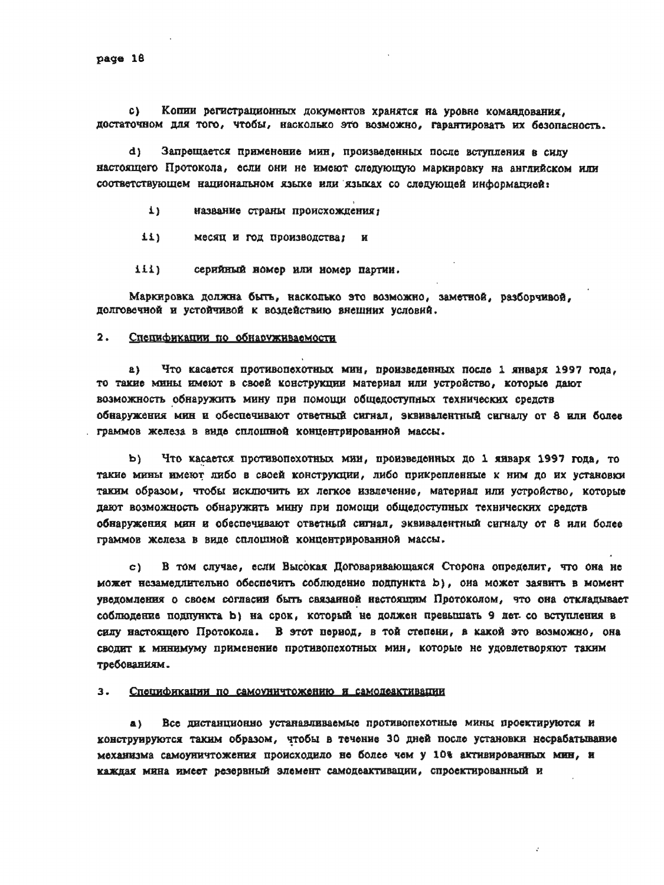c) Копии регистрационных документов хранятся на уровне командования, достаточном для того, чтобы, насколько это возможно, гарантировать их безопасность.

d) Запрещается применение мин, произведенных после вступления в силу настоящего Протокола, если они не имеют следующую маркировку на английском или соответствующем национальном языке или языках со следующей информацией:

i) название страны происхождения;

ii) месяц и год производства; и

iii) серийный номер или номер партии.

Маркировка должна быть, насколько это возможно, заметной, разборчивой, долговечной и устойчивой к воздействию внешних условий.

2. Спецификации по обнаруживаемости

a) Что касается противопехотных мин, произведенных после 1 января 1997 года, то такие мины имеют в своей конструкции материал или устройство, которые дают возможность обнаружить мину при помощи общедоступных технических средств обнаружения мин и обеспечивают ответный сигнал, эквивалентный сигналу от 8 или более граммов железа в виде сплошной концентрированной массы.

b) Что касается противопехотных мин, произведенных до 1 января 1997 года, то такие мины имеют либо в своей конструкции, либо прикрепленные к ним до их установки таким образом, чтобы исключить их легкое извлечение, материал или устройство, которые дают возможность обнаружить мину при помощи общедоступных технических средств обнаружения мин и обеспечивают ответный сигнал, эквивалентный сигналу от 8 или более граммов железа в виде сплошной концентрированной массы.

c) В том случае, если Высокая Договаривающаяся Сторона определит, что она не может незамедлительно обеспечить соблюдение подпункта b), она может заявить в момент уведомления о своем согласии быть связанной настоящим Протоколом, что она откладывает соблюдение подпункта b) на срок, который не должен превышать 9 лет со вступления в силу настоящего Протокола. В этот период, в той степени, в какой это возможно, она сводит к минимуму применение противопехотных мин, которые не удовлетворяют таким требованиям.

3. Спецификации по самоуничтожению и самодеактивации

a) Все дистанционно устанавливаемые противопехотные мины проектируются и конструируются таким образом, чтобы в течение 30 дней после установки несрабатывание механизма самоуничтожения происходило не более чем у 10% активированных мин, и каждая мина имеет резервный элемент самодеактивации, спроектированный и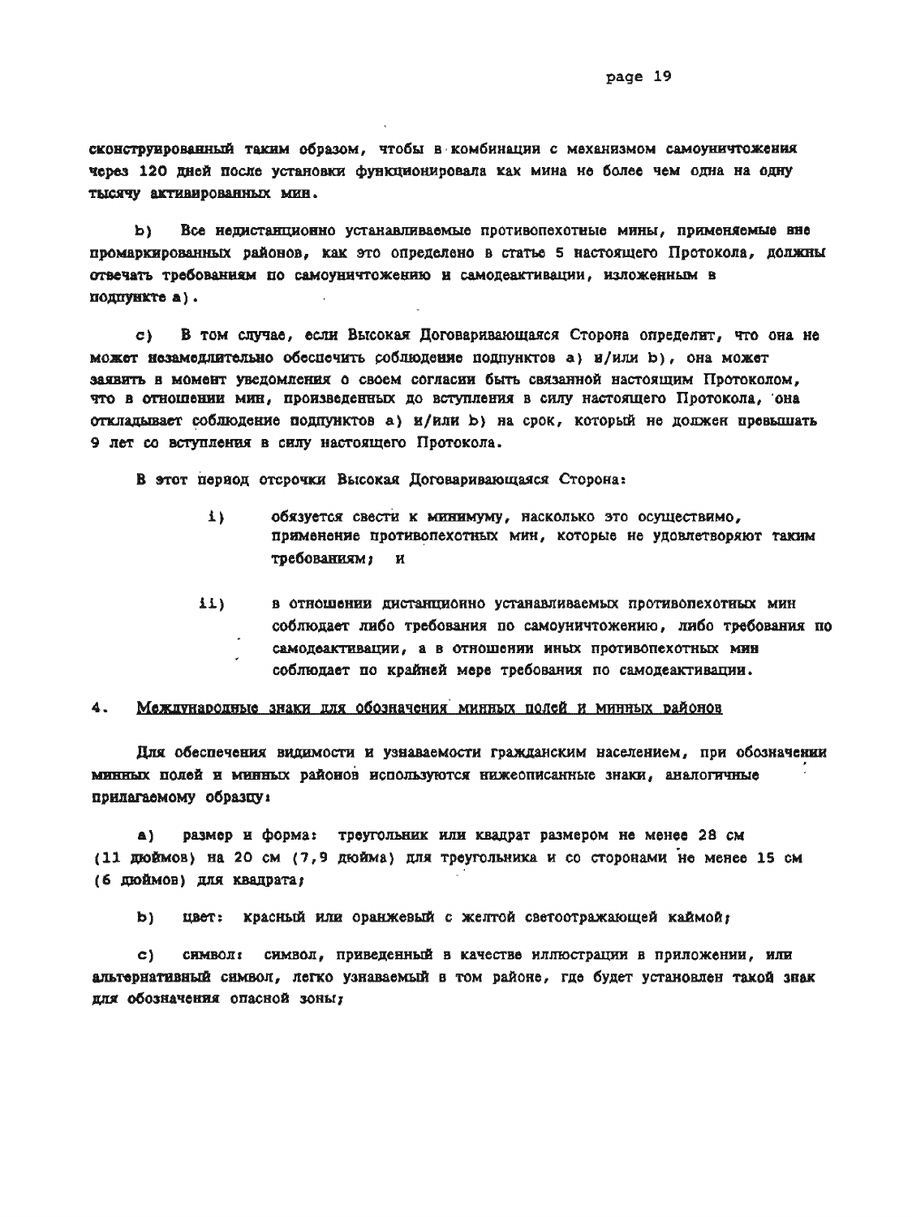сконструированный таким образом, чтобы в комбинации с механизмом самоуничтожения через 120 дней после установки функционировала как мина не более чем одна на одну тысячу активированных мин.

b) Все недистанционно устанавливаемые противопехотные мины, применяемые вне промаркированных районов, как это определено в статье 5 настоящего Протокола, должны отвечать требованиям по самоуничтожению и самодеактивации, изложенным в подпункте a).

c) В том случае, если Высокая Договаривающаяся Сторона определит, что она не может незамедлительно обеспечить соблюдение подпунктов a) и/или b), она может заявить в момент уведомления о своем согласии быть связанной настоящим Протоколом, что в отношении мин, произведенных до вступления в силу настоящего Протокола, она откладывает соблюдение подпунктов a) и/или b) на срок, который не должен превышать 9 лет со вступления в силу настоящего Протокола.

В этот период отсрочки Высокая Договаривающаяся Сторона:

i) обязуется свести к минимуму, насколько это осуществимо, применение противопехотных мин, которые не удовлетворяют таким требованиям; и

ii) в отношении дистанционно устанавливаемых противопехотных мин соблюдает либо требования по самоуничтожению, либо требования по самодеактивации, а в отношении иных противопехотных мин соблюдает по крайней мере требования по самодеактивации.

4. Международные знаки для обозначения минных полей и минных районов

Для обеспечения видимости и узнаваемости гражданским населением, при обозначении минных полей и минных районов используются нижеописанные знаки, аналогичные прилагаемому образцу:

a) размер и форма: треугольник или квадрат размером не менее 28 см (11 дюймов) на 20 см (7,9 дюйма) для треугольника и со сторонами не менее 15 см (6 дюймов) для квадрата;

b) цвет: красный или оранжевый с желтой светоотражающей каймой;

c) символ: символ, приведенный в качестве иллюстрации в приложении, или альтернативный символ, легко узнаваемый в том районе, где будет установлен такой знак для обозначения опасной зоны;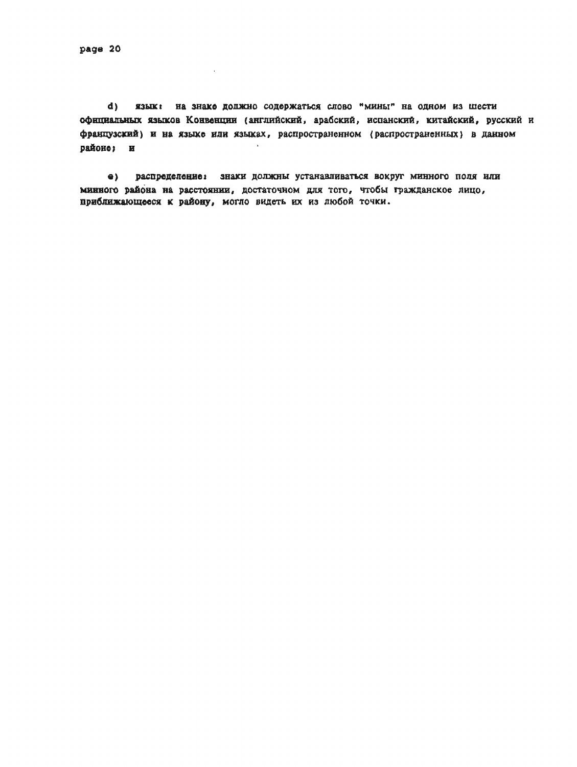d) язык: на знаке должно содержаться слово "мины" на одном из шести официальных языков Конвенции (английский, арабский, испанский, китайский, русский и французский) и на языке или языках, распространенном (распространенных) в данном районе; и

e) распределение: знаки должны устанавливаться вокруг минного поля или минного района на расстоянии, достаточном для того, чтобы гражданское лицо, приближающееся к району, могло видеть их из любой точки.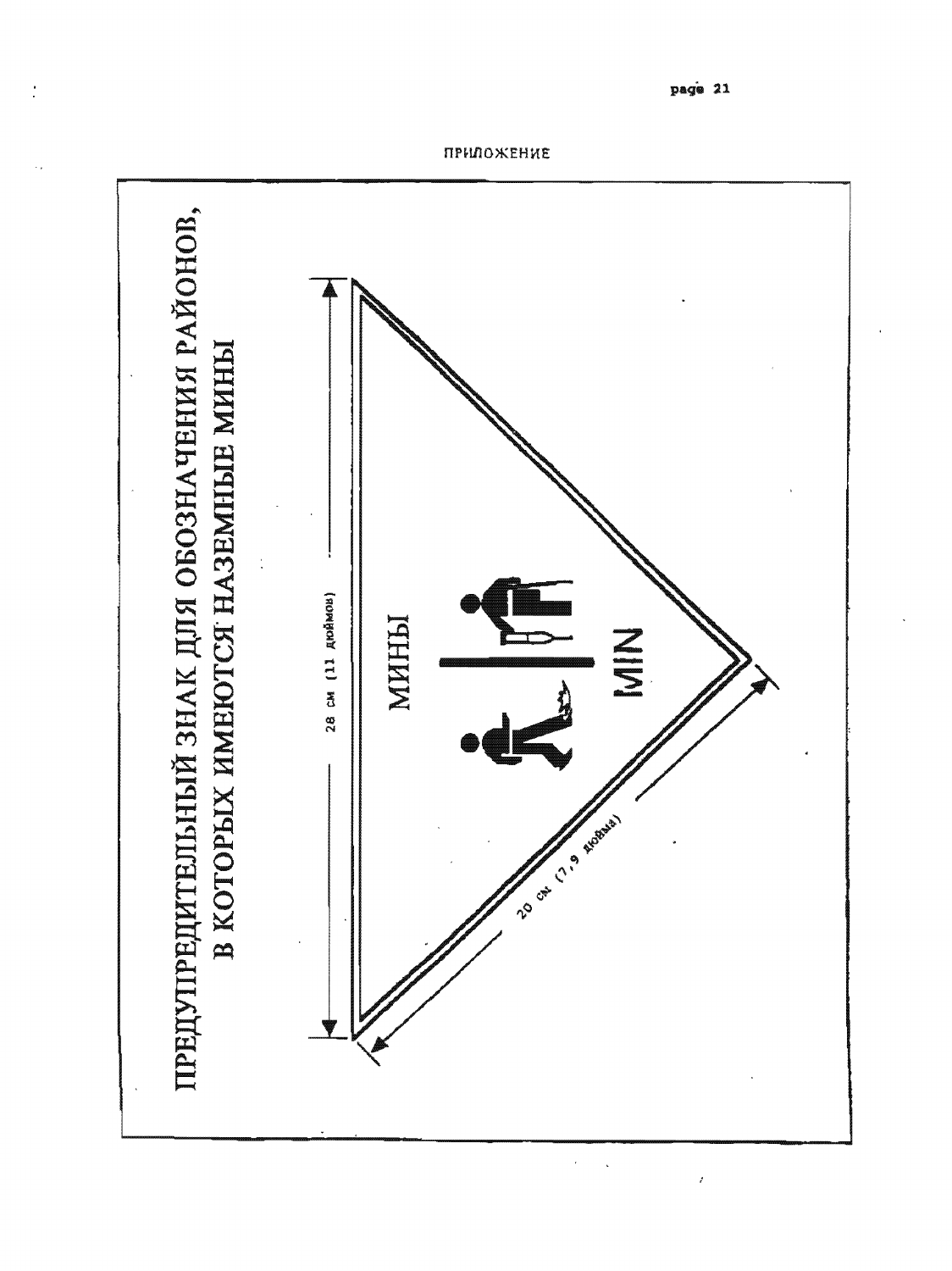ПРИЛОЖЕНИЕ

# ПРЕДУПРЕДИТЕЛЬНЫЙ ЗНАК ДЛЯ ОБОЗНАЧЕНИЯ РАЙОНОВ, В КОТОРЫХ ИМЕЮТСЯ НАЗЕМНЫЕ МИНЫ

28 см (11 дюймов)

МИНЫ

MIN

20 см (7,9 дюйма)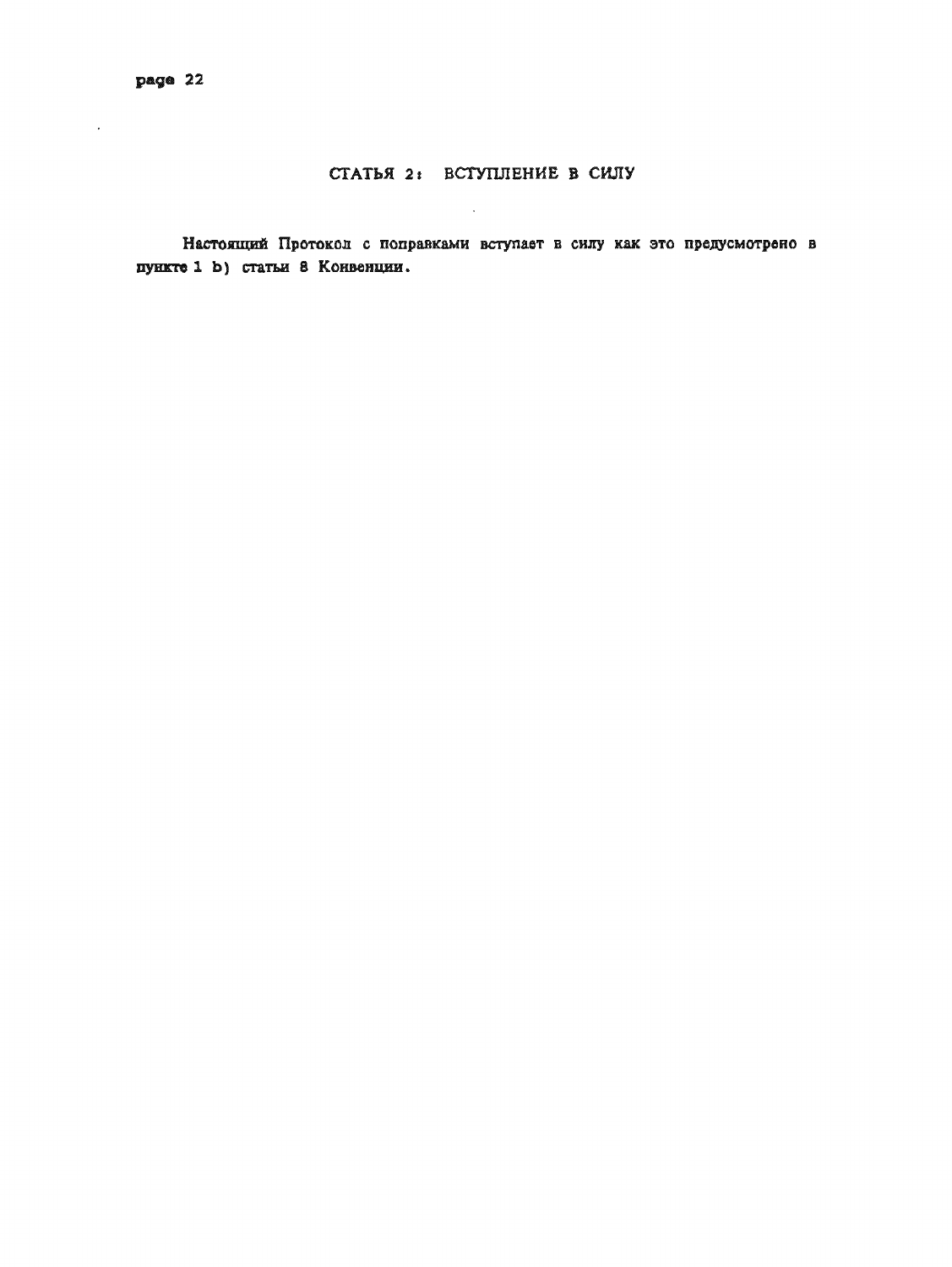## СТАТЬЯ 2: ВСТУПЛЕНИЕ В СИЛУ

Настоящий Протокол с поправками вступает в силу как это предусмотрено в пункте 1 b) статьи 8 Конвенции.